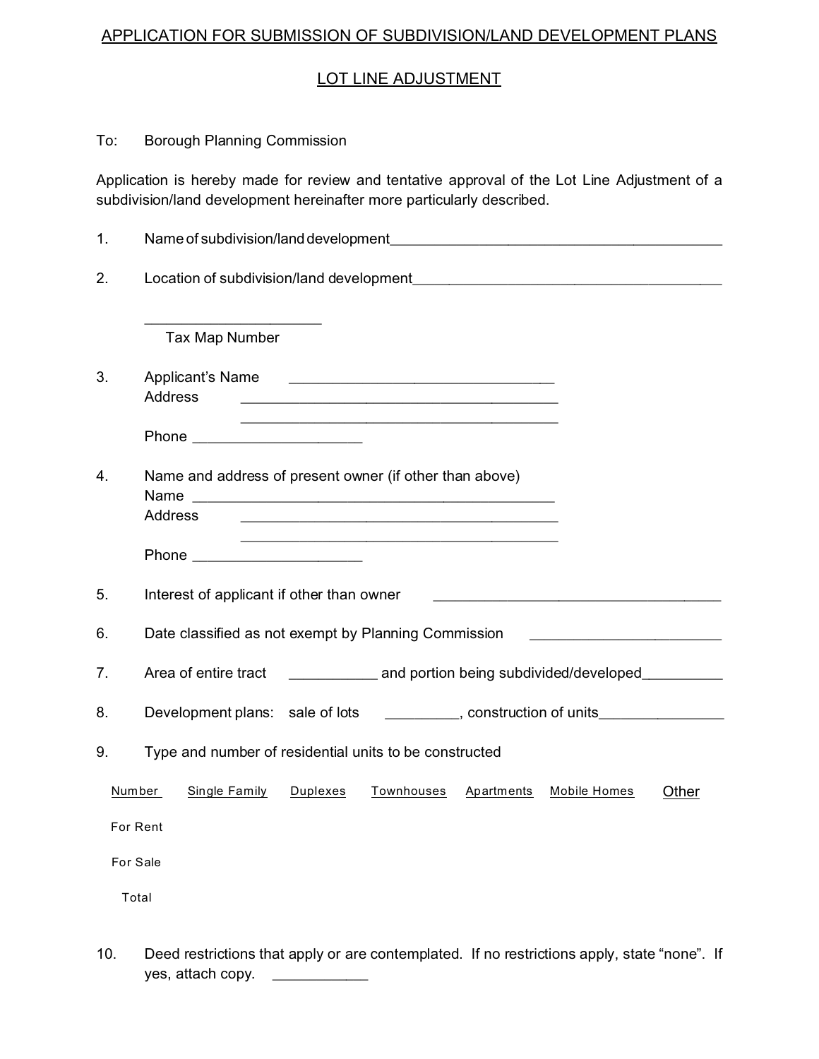## APPLICATION FOR SUBMISSION OF SUBDIVISION/LAND DEVELOPMENT PLANS

## LOT LINE ADJUSTMENT

To: Borough Planning Commission

Application is hereby made for review and tentative approval of the Lot Line Adjustment of a subdivision/land development hereinafter more particularly described.

1. Name of subdivision/land development____________________________________________

2. Location of subdivision/land development_______________________________________

   ______________________
   Tax Map Number

3. Applicant's Name _________________________________
   Address _______________________________________
   _______________________________________
   Phone ____________________

4. Name and address of present owner (if other than above)
   Name ____________________________________________
   Address _______________________________________
   _______________________________________
   Phone ____________________

5. Interest of applicant if other than owner ____________________________________

6. Date classified as not exempt by Planning Commission ______________________

7. Area of entire tract ___________ and portion being subdivided/developed__________

8. Development plans: sale of lots _________, construction of units_______________

9. Type and number of residential units to be constructed

| Number | Single Family | Duplexes | Townhouses | Apartments | Mobile Homes | Other |
|---|---|---|---|---|---|---|
| For Rent | | | | | | |
| For Sale | | | | | | |
| Total | | | | | | |

10. Deed restrictions that apply or are contemplated. If no restrictions apply, state "none". If yes, attach copy. ____________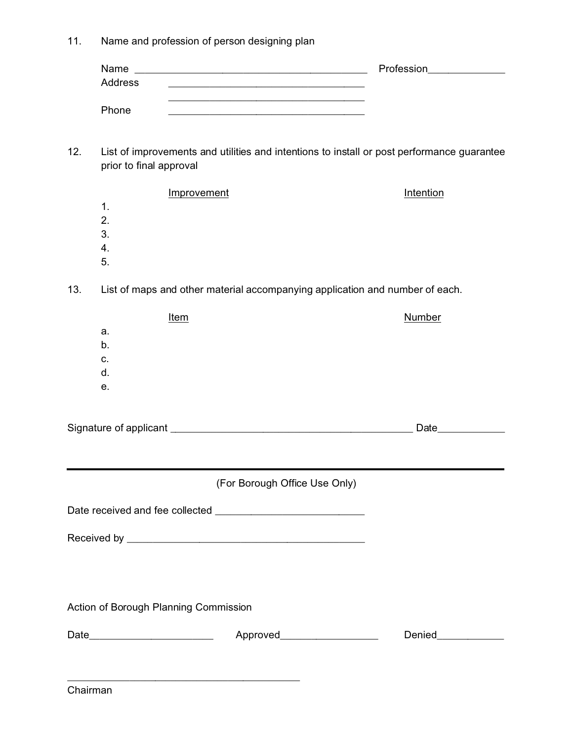11. Name and profession of person designing plan

    Name ____________________________________________ Profession______________

    Address ____________________________________

    ____________________________________

    Phone ____________________________________

12. List of improvements and utilities and intentions to install or post performance guarantee prior to final approval

    | | Improvement | Intention |
    |---|---|---|
    | 1. | | |
    | 2. | | |
    | 3. | | |
    | 4. | | |
    | 5. | | |

13. List of maps and other material accompanying application and number of each.

    | | Item | Number |
    |---|---|---|
    | a. | | |
    | b. | | |
    | c. | | |
    | d. | | |
    | e. | | |

Signature of applicant ______________________________________________ Date____________

---

(For Borough Office Use Only)

Date received and fee collected ___________________________

Received by ____________________________________________

Action of Borough Planning Commission

Date______________________ Approved_________________ Denied____________

___________________________________________

Chairman